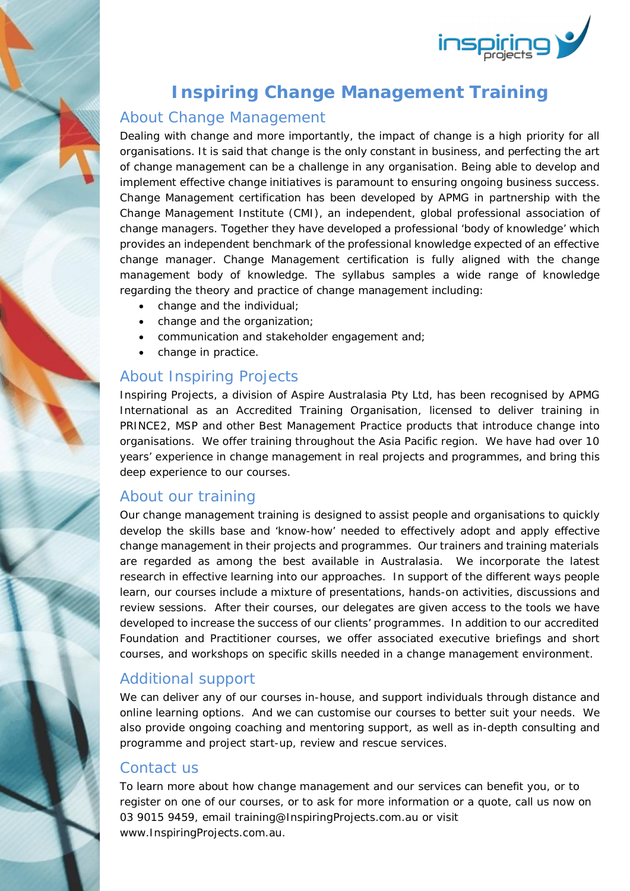# Inspiring Change Management Training

## About Change Management

Dealing with change and more importantly, the impact of change is a high priority for all organisations. It is said that change is the only constant in business, and perfecting the art of change management can be a challenge in any organisation. Being able to develop and implement effective change initiatives is paramount to ensuring ongoing business success. Change Management certification has been developed by APMG in partnership with the Change Management Institute (CMI), an independent, global professional association of change managers. Together they have developed a professional 'body of knowledge' which provides an independent benchmark of the professional knowledge expected of an effective change manager. Change Management certification is fully aligned with the change management body of knowledge. The syllabus samples a wide range of knowledge regarding the theory and practice of change management including:

- change and the individual;
- change and the organization;
- communication and stakeholder engagement and;
- change in practice.

## About Inspiring Projects

Inspiring Projects, a division of Aspire Australasia Pty Ltd, has been recognised by APMG International as an Accredited Training Organisation, licensed to deliver training in PRINCE2, MSP and other Best Management Practice products that introduce change into organisations. We offer training throughout the Asia Pacific region. We have had over 10 years' experience in change management in real projects and programmes, and bring this deep experience to our courses.

## About our training

Our change management training is designed to assist people and organisations to quickly develop the skills base and 'know-how' needed to effectively adopt and apply effective change management in their projects and programmes. Our trainers and training materials are regarded as among the best available in Australasia. We incorporate the latest research in effective learning into our approaches. In support of the different ways people learn, our courses include a mixture of presentations, hands-on activities, discussions and review sessions. After their courses, our delegates are given access to the tools we have developed to increase the success of our clients' programmes. In addition to our accredited Foundation and Practitioner courses, we offer associated executive briefings and short courses, and workshops on specific skills needed in a change management environment.

## Additional support

We can deliver any of our courses in-house, and support individuals through distance and online learning options. And we can customise our courses to better suit your needs. We also provide ongoing coaching and mentoring support, as well as in-depth consulting and programme and project start-up, review and rescue services.

## Contact us

To learn more about how change management and our services can benefit you, or to register on one of our courses, or to ask for more information or a quote, call us now on 03 9015 9459, email training@InspiringProjects.com.au or visit www.InspiringProjects.com.au.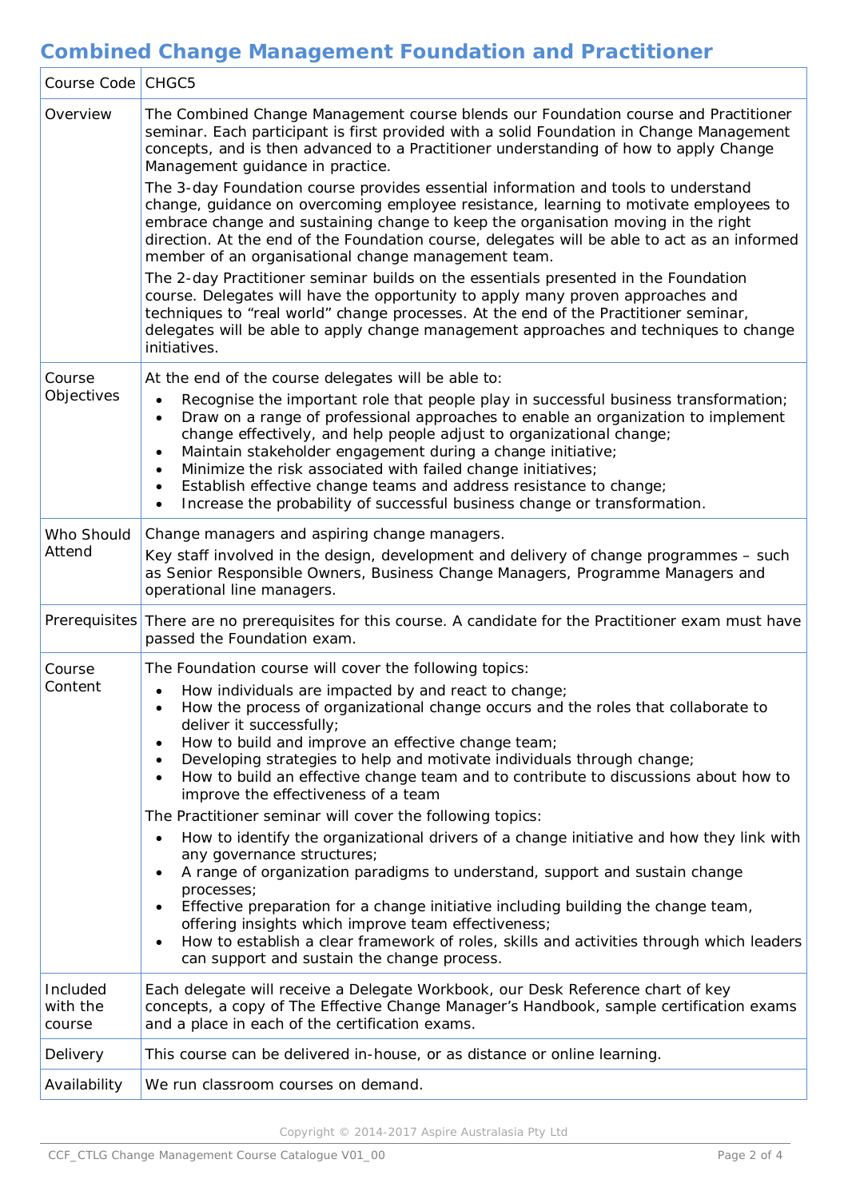# Combined Change Management Foundation and Practitioner

| Course Code | CHGC5 |
|---|---|
| Overview | The Combined Change Management course blends our Foundation course and Practitioner seminar. Each participant is first provided with a solid Foundation in Change Management concepts, and is then advanced to a Practitioner understanding of how to apply Change Management guidance in practice.<br><br>The 3-day Foundation course provides essential information and tools to understand change, guidance on overcoming employee resistance, learning to motivate employees to embrace change and sustaining change to keep the organisation moving in the right direction. At the end of the Foundation course, delegates will be able to act as an informed member of an organisational change management team.<br><br>The 2-day Practitioner seminar builds on the essentials presented in the Foundation course. Delegates will have the opportunity to apply many proven approaches and techniques to "real world" change processes. At the end of the Practitioner seminar, delegates will be able to apply change management approaches and techniques to change initiatives. |
| Course Objectives | At the end of the course delegates will be able to:<br>• Recognise the important role that people play in successful business transformation;<br>• Draw on a range of professional approaches to enable an organization to implement change effectively, and help people adjust to organizational change;<br>• Maintain stakeholder engagement during a change initiative;<br>• Minimize the risk associated with failed change initiatives;<br>• Establish effective change teams and address resistance to change;<br>• Increase the probability of successful business change or transformation. |
| Who Should Attend | Change managers and aspiring change managers.<br><br>Key staff involved in the design, development and delivery of change programmes – such as Senior Responsible Owners, Business Change Managers, Programme Managers and operational line managers. |
| Prerequisites | There are no prerequisites for this course. A candidate for the Practitioner exam must have passed the Foundation exam. |
| Course Content | The Foundation course will cover the following topics:<br>• How individuals are impacted by and react to change;<br>• How the process of organizational change occurs and the roles that collaborate to deliver it successfully;<br>• How to build and improve an effective change team;<br>• Developing strategies to help and motivate individuals through change;<br>• How to build an effective change team and to contribute to discussions about how to improve the effectiveness of a team<br><br>The Practitioner seminar will cover the following topics:<br>• How to identify the organizational drivers of a change initiative and how they link with any governance structures;<br>• A range of organization paradigms to understand, support and sustain change processes;<br>• Effective preparation for a change initiative including building the change team, offering insights which improve team effectiveness;<br>• How to establish a clear framework of roles, skills and activities through which leaders can support and sustain the change process. |
| Included with the course | Each delegate will receive a Delegate Workbook, our Desk Reference chart of key concepts, a copy of The Effective Change Manager's Handbook, sample certification exams and a place in each of the certification exams. |
| Delivery | This course can be delivered in-house, or as distance or online learning. |
| Availability | We run classroom courses on demand. |

Copyright © 2014-2017 Aspire Australasia Pty Ltd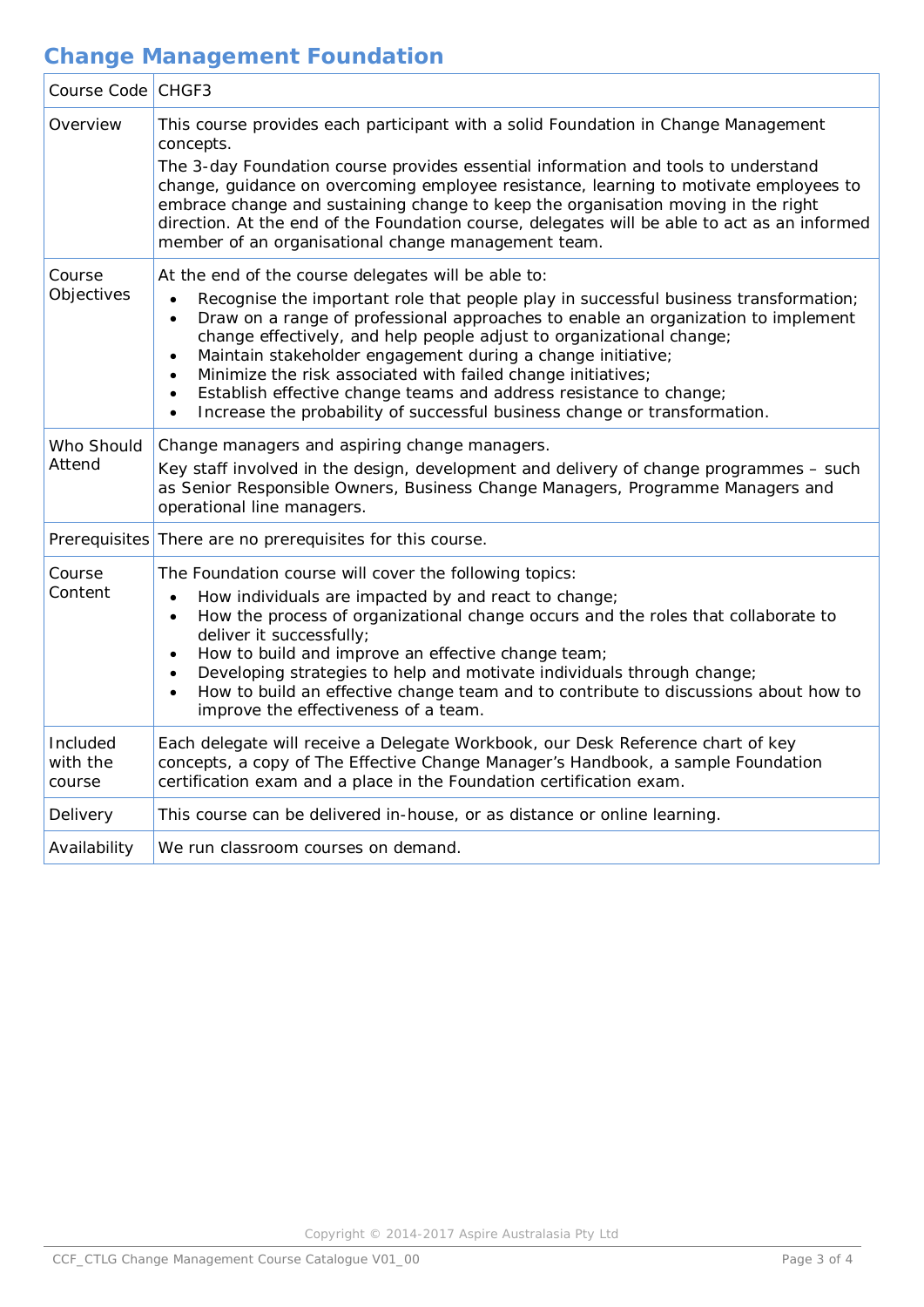## Change Management Foundation

| Course Code | CHGF3 |
|---|---|
| Overview | This course provides each participant with a solid Foundation in Change Management concepts.<br>The 3-day Foundation course provides essential information and tools to understand change, guidance on overcoming employee resistance, learning to motivate employees to embrace change and sustaining change to keep the organisation moving in the right direction. At the end of the Foundation course, delegates will be able to act as an informed member of an organisational change management team. |
| Course Objectives | At the end of the course delegates will be able to:<br>• Recognise the important role that people play in successful business transformation;<br>• Draw on a range of professional approaches to enable an organization to implement change effectively, and help people adjust to organizational change;<br>• Maintain stakeholder engagement during a change initiative;<br>• Minimize the risk associated with failed change initiatives;<br>• Establish effective change teams and address resistance to change;<br>• Increase the probability of successful business change or transformation. |
| Who Should Attend | Change managers and aspiring change managers.<br>Key staff involved in the design, development and delivery of change programmes – such as Senior Responsible Owners, Business Change Managers, Programme Managers and operational line managers. |
| Prerequisites | There are no prerequisites for this course. |
| Course Content | The Foundation course will cover the following topics:<br>• How individuals are impacted by and react to change;<br>• How the process of organizational change occurs and the roles that collaborate to deliver it successfully;<br>• How to build and improve an effective change team;<br>• Developing strategies to help and motivate individuals through change;<br>• How to build an effective change team and to contribute to discussions about how to improve the effectiveness of a team. |
| Included with the course | Each delegate will receive a Delegate Workbook, our Desk Reference chart of key concepts, a copy of The Effective Change Manager's Handbook, a sample Foundation certification exam and a place in the Foundation certification exam. |
| Delivery | This course can be delivered in-house, or as distance or online learning. |
| Availability | We run classroom courses on demand. |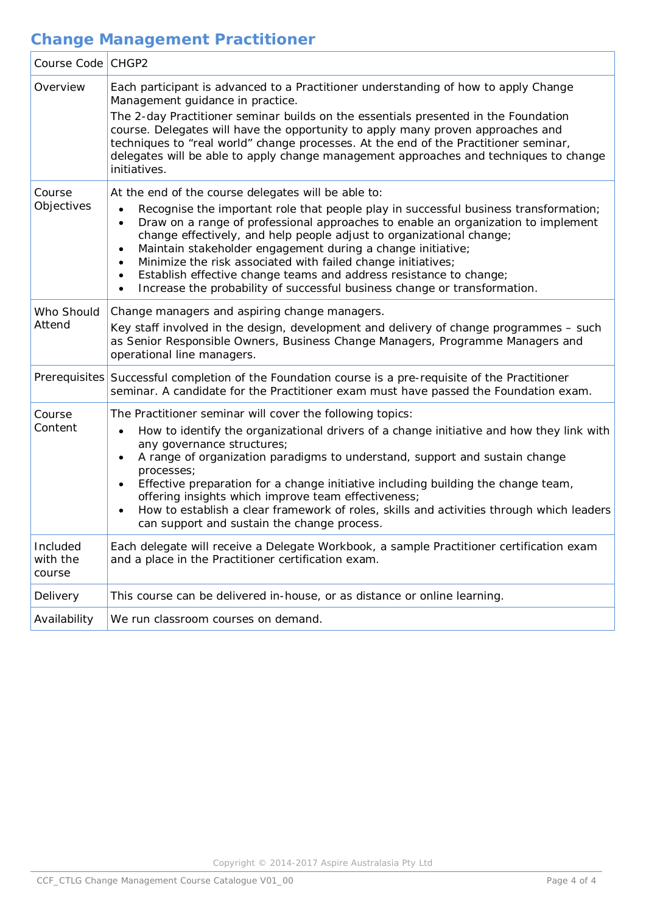## Change Management Practitioner

| | |
|---|---|
| Course Code | CHGP2 |
| Overview | Each participant is advanced to a Practitioner understanding of how to apply Change Management guidance in practice.<br>The 2-day Practitioner seminar builds on the essentials presented in the Foundation course. Delegates will have the opportunity to apply many proven approaches and techniques to "real world" change processes. At the end of the Practitioner seminar, delegates will be able to apply change management approaches and techniques to change initiatives. |
| Course Objectives | At the end of the course delegates will be able to:<br>• Recognise the important role that people play in successful business transformation;<br>• Draw on a range of professional approaches to enable an organization to implement change effectively, and help people adjust to organizational change;<br>• Maintain stakeholder engagement during a change initiative;<br>• Minimize the risk associated with failed change initiatives;<br>• Establish effective change teams and address resistance to change;<br>• Increase the probability of successful business change or transformation. |
| Who Should Attend | Change managers and aspiring change managers.<br>Key staff involved in the design, development and delivery of change programmes – such as Senior Responsible Owners, Business Change Managers, Programme Managers and operational line managers. |
| Prerequisites | Successful completion of the Foundation course is a pre-requisite of the Practitioner seminar. A candidate for the Practitioner exam must have passed the Foundation exam. |
| Course Content | The Practitioner seminar will cover the following topics:<br>• How to identify the organizational drivers of a change initiative and how they link with any governance structures;<br>• A range of organization paradigms to understand, support and sustain change processes;<br>• Effective preparation for a change initiative including building the change team, offering insights which improve team effectiveness;<br>• How to establish a clear framework of roles, skills and activities through which leaders can support and sustain the change process. |
| Included with the course | Each delegate will receive a Delegate Workbook, a sample Practitioner certification exam and a place in the Practitioner certification exam. |
| Delivery | This course can be delivered in-house, or as distance or online learning. |
| Availability | We run classroom courses on demand. |

Copyright © 2014-2017 Aspire Australasia Pty Ltd